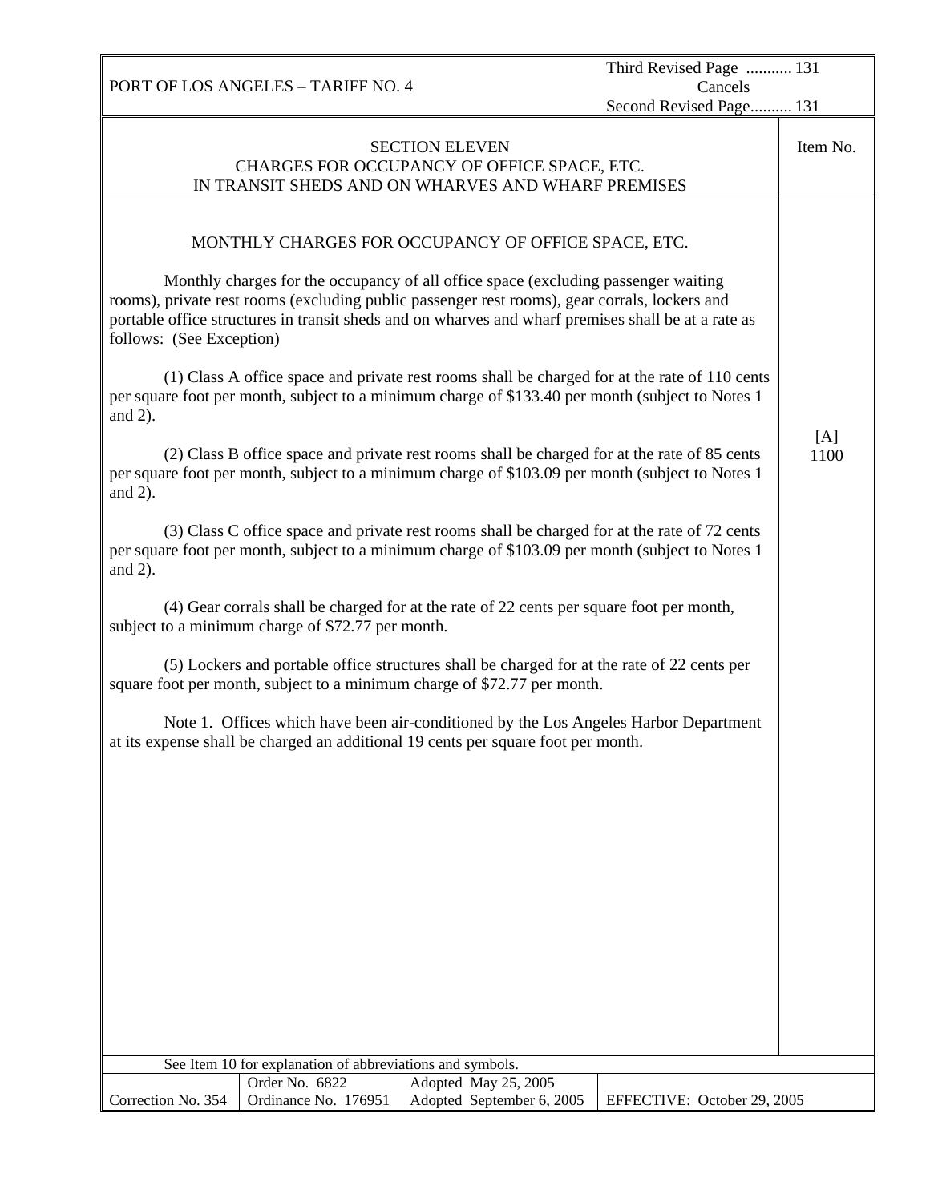## SECTION ELEVEN
## CHARGES FOR OCCUPANCY OF OFFICE SPACE, ETC. IN TRANSIT SHEDS AND ON WHARVES AND WHARF PREMISES

Item No. [A] 1100

### MONTHLY CHARGES FOR OCCUPANCY OF OFFICE SPACE, ETC.

Monthly charges for the occupancy of all office space (excluding passenger waiting rooms), private rest rooms (excluding public passenger rest rooms), gear corrals, lockers and portable office structures in transit sheds and on wharves and wharf premises shall be at a rate as follows: (See Exception)

(1) Class A office space and private rest rooms shall be charged for at the rate of 110 cents per square foot per month, subject to a minimum charge of $133.40 per month (subject to Notes 1 and 2).

(2) Class B office space and private rest rooms shall be charged for at the rate of 85 cents per square foot per month, subject to a minimum charge of $103.09 per month (subject to Notes 1 and 2).

(3) Class C office space and private rest rooms shall be charged for at the rate of 72 cents per square foot per month, subject to a minimum charge of $103.09 per month (subject to Notes 1 and 2).

(4) Gear corrals shall be charged for at the rate of 22 cents per square foot per month, subject to a minimum charge of $72.77 per month.

(5) Lockers and portable office structures shall be charged for at the rate of 22 cents per square foot per month, subject to a minimum charge of $72.77 per month.

Note 1. Offices which have been air-conditioned by the Los Angeles Harbor Department at its expense shall be charged an additional 19 cents per square foot per month.

See Item 10 for explanation of abbreviations and symbols.

| Correction No. 354 | Order No. 6822<br>Ordinance No. 176951 | Adopted May 25, 2005<br>Adopted September 6, 2005 | EFFECTIVE: October 29, 2005 |
|---|---|---|---|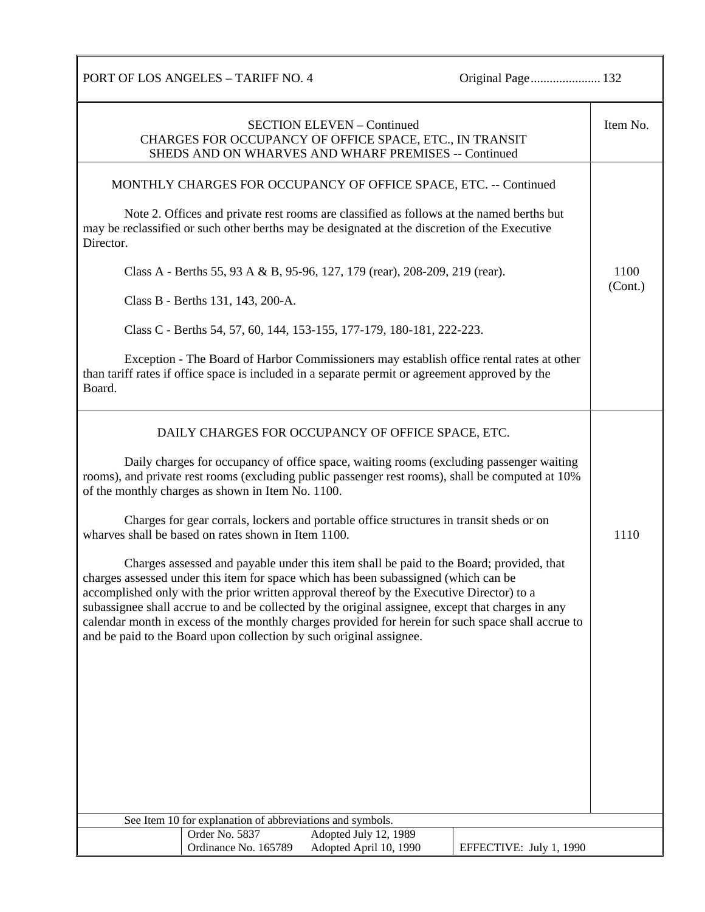## SECTION ELEVEN – Continued
### CHARGES FOR OCCUPANCY OF OFFICE SPACE, ETC., IN TRANSIT SHEDS AND ON WHARVES AND WHARF PREMISES -- Continued

Item No.

#### MONTHLY CHARGES FOR OCCUPANCY OF OFFICE SPACE, ETC. -- Continued

**Item No. 1100 (Cont.)**

Note 2. Offices and private rest rooms are classified as follows at the named berths but may be reclassified or such other berths may be designated at the discretion of the Executive Director.

Class A - Berths 55, 93 A & B, 95-96, 127, 179 (rear), 208-209, 219 (rear).

Class B - Berths 131, 143, 200-A.

Class C - Berths 54, 57, 60, 144, 153-155, 177-179, 180-181, 222-223.

Exception - The Board of Harbor Commissioners may establish office rental rates at other than tariff rates if office space is included in a separate permit or agreement approved by the Board.

#### DAILY CHARGES FOR OCCUPANCY OF OFFICE SPACE, ETC.

**Item No. 1110**

Daily charges for occupancy of office space, waiting rooms (excluding passenger waiting rooms), and private rest rooms (excluding public passenger rest rooms), shall be computed at 10% of the monthly charges as shown in Item No. 1100.

Charges for gear corrals, lockers and portable office structures in transit sheds or on wharves shall be based on rates shown in Item 1100.

Charges assessed and payable under this item shall be paid to the Board; provided, that charges assessed under this item for space which has been subassigned (which can be accomplished only with the prior written approval thereof by the Executive Director) to a subassignee shall accrue to and be collected by the original assignee, except that charges in any calendar month in excess of the monthly charges provided for herein for such space shall accrue to and be paid to the Board upon collection by such original assignee.

See Item 10 for explanation of abbreviations and symbols.

| Order No. 5837 | Adopted July 12, 1989 | |
|---|---|---|
| Ordinance No. 165789 | Adopted April 10, 1990 | EFFECTIVE: July 1, 1990 |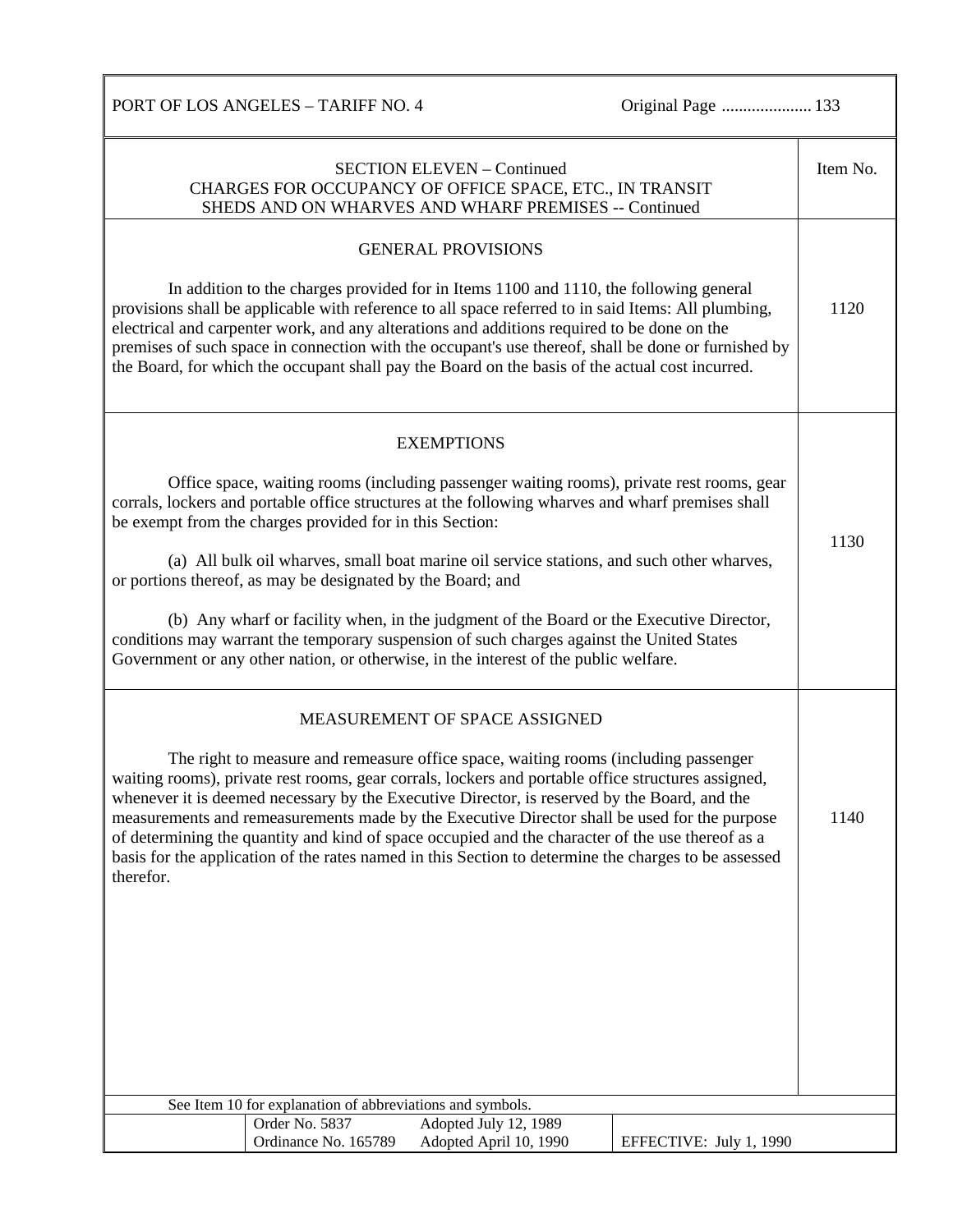SECTION ELEVEN – Continued
CHARGES FOR OCCUPANCY OF OFFICE SPACE, ETC., IN TRANSIT SHEDS AND ON WHARVES AND WHARF PREMISES -- Continued

Item No.

## GENERAL PROVISIONS

**1120**

In addition to the charges provided for in Items 1100 and 1110, the following general provisions shall be applicable with reference to all space referred to in said Items: All plumbing, electrical and carpenter work, and any alterations and additions required to be done on the premises of such space in connection with the occupant's use thereof, shall be done or furnished by the Board, for which the occupant shall pay the Board on the basis of the actual cost incurred.

## EXEMPTIONS

**1130**

Office space, waiting rooms (including passenger waiting rooms), private rest rooms, gear corrals, lockers and portable office structures at the following wharves and wharf premises shall be exempt from the charges provided for in this Section:

(a) All bulk oil wharves, small boat marine oil service stations, and such other wharves, or portions thereof, as may be designated by the Board; and

(b) Any wharf or facility when, in the judgment of the Board or the Executive Director, conditions may warrant the temporary suspension of such charges against the United States Government or any other nation, or otherwise, in the interest of the public welfare.

## MEASUREMENT OF SPACE ASSIGNED

**1140**

The right to measure and remeasure office space, waiting rooms (including passenger waiting rooms), private rest rooms, gear corrals, lockers and portable office structures assigned, whenever it is deemed necessary by the Executive Director, is reserved by the Board, and the measurements and remeasurements made by the Executive Director shall be used for the purpose of determining the quantity and kind of space occupied and the character of the use thereof as a basis for the application of the rates named in this Section to determine the charges to be assessed therefor.

See Item 10 for explanation of abbreviations and symbols.

| | | |
|---|---|---|
| Order No. 5837 | Adopted July 12, 1989 | |
| Ordinance No. 165789 | Adopted April 10, 1990 | EFFECTIVE: July 1, 1990 |